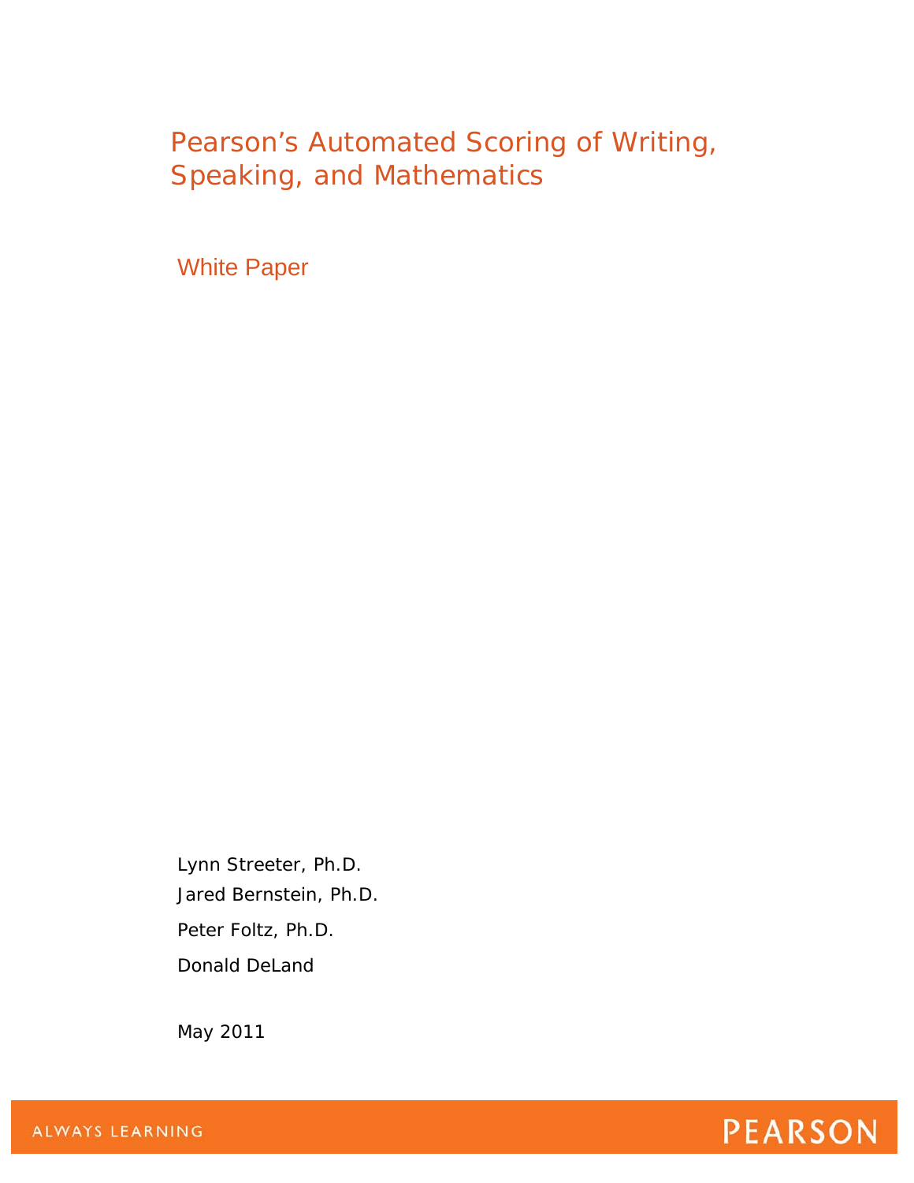# Pearson's Automated Scoring of Writing, Speaking, and Mathematics

## White Paper

Lynn Streeter, Ph.D.

Jared Bernstein, Ph.D.

Peter Foltz, Ph.D.

Donald DeLand

May 2011

ALWAYS LEARNING

PEARSON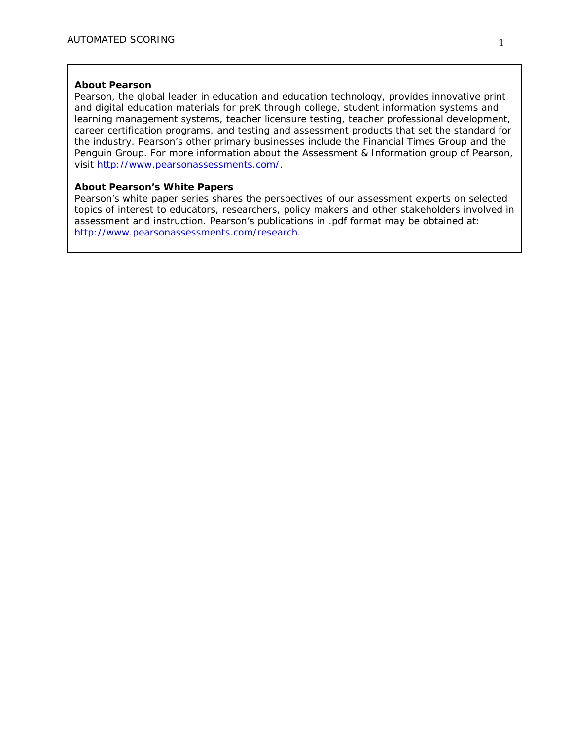**About Pearson**
Pearson, the global leader in education and education technology, provides innovative print and digital education materials for preK through college, student information systems and learning management systems, teacher licensure testing, teacher professional development, career certification programs, and testing and assessment products that set the standard for the industry. Pearson's other primary businesses include the Financial Times Group and the Penguin Group. For more information about the Assessment & Information group of Pearson, visit http://www.pearsonassessments.com/.

**About Pearson's White Papers**
Pearson's white paper series shares the perspectives of our assessment experts on selected topics of interest to educators, researchers, policy makers and other stakeholders involved in assessment and instruction. Pearson's publications in .pdf format may be obtained at: http://www.pearsonassessments.com/research.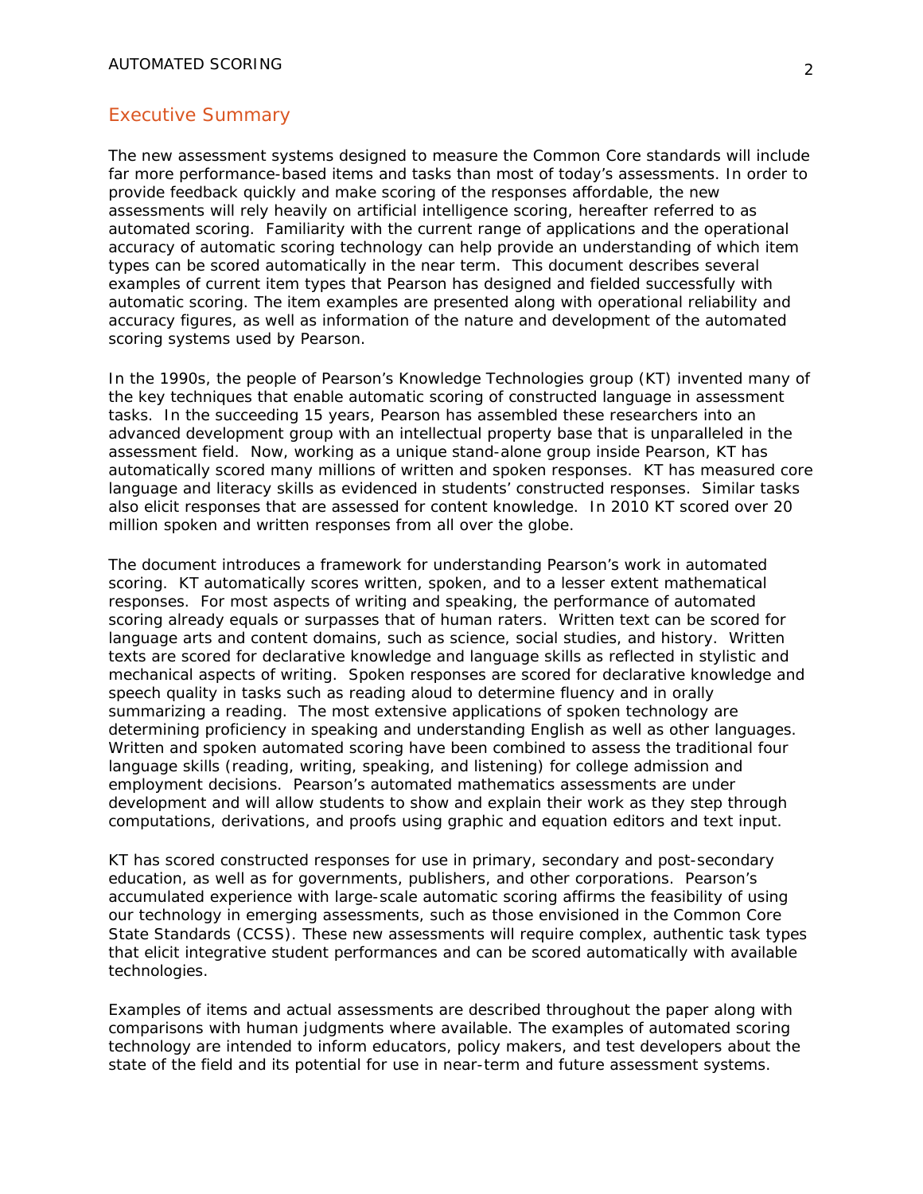## Executive Summary

The new assessment systems designed to measure the Common Core standards will include far more performance-based items and tasks than most of today's assessments. In order to provide feedback quickly and make scoring of the responses affordable, the new assessments will rely heavily on artificial intelligence scoring, hereafter referred to as automated scoring. Familiarity with the current range of applications and the operational accuracy of automatic scoring technology can help provide an understanding of which item types can be scored automatically in the near term. This document describes several examples of current item types that Pearson has designed and fielded successfully with automatic scoring. The item examples are presented along with operational reliability and accuracy figures, as well as information of the nature and development of the automated scoring systems used by Pearson.

In the 1990s, the people of Pearson's Knowledge Technologies group (KT) invented many of the key techniques that enable automatic scoring of constructed language in assessment tasks. In the succeeding 15 years, Pearson has assembled these researchers into an advanced development group with an intellectual property base that is unparalleled in the assessment field. Now, working as a unique stand-alone group inside Pearson, KT has automatically scored many millions of written and spoken responses. KT has measured core language and literacy skills as evidenced in students' constructed responses. Similar tasks also elicit responses that are assessed for content knowledge. In 2010 KT scored over 20 million spoken and written responses from all over the globe.

The document introduces a framework for understanding Pearson's work in automated scoring. KT automatically scores written, spoken, and to a lesser extent mathematical responses. For most aspects of writing and speaking, the performance of automated scoring already equals or surpasses that of human raters. Written text can be scored for language arts and content domains, such as science, social studies, and history. Written texts are scored for declarative knowledge and language skills as reflected in stylistic and mechanical aspects of writing. Spoken responses are scored for declarative knowledge and speech quality in tasks such as reading aloud to determine fluency and in orally summarizing a reading. The most extensive applications of spoken technology are determining proficiency in speaking and understanding English as well as other languages. Written and spoken automated scoring have been combined to assess the traditional four language skills (reading, writing, speaking, and listening) for college admission and employment decisions. Pearson's automated mathematics assessments are under development and will allow students to show and explain their work as they step through computations, derivations, and proofs using graphic and equation editors and text input.

KT has scored constructed responses for use in primary, secondary and post-secondary education, as well as for governments, publishers, and other corporations. Pearson's accumulated experience with large-scale automatic scoring affirms the feasibility of using our technology in emerging assessments, such as those envisioned in the Common Core State Standards (CCSS). These new assessments will require complex, authentic task types that elicit integrative student performances and can be scored automatically with available technologies.

Examples of items and actual assessments are described throughout the paper along with comparisons with human judgments where available. The examples of automated scoring technology are intended to inform educators, policy makers, and test developers about the state of the field and its potential for use in near-term and future assessment systems.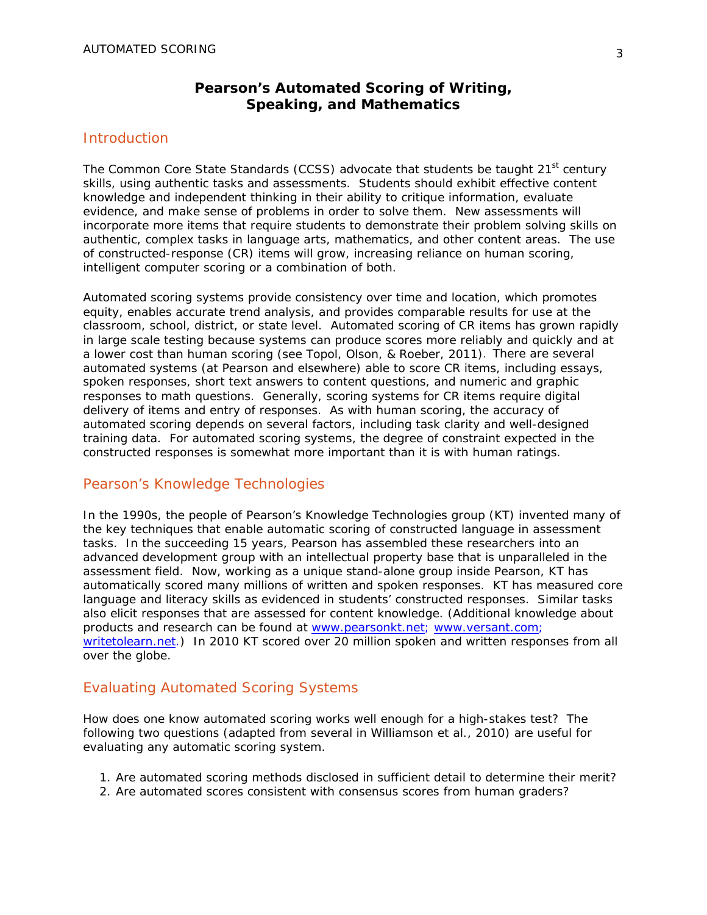# Pearson's Automated Scoring of Writing, Speaking, and Mathematics

## Introduction

The Common Core State Standards (CCSS) advocate that students be taught 21st century skills, using authentic tasks and assessments. Students should exhibit effective content knowledge and independent thinking in their ability to critique information, evaluate evidence, and make sense of problems in order to solve them. New assessments will incorporate more items that require students to demonstrate their problem solving skills on authentic, complex tasks in language arts, mathematics, and other content areas. The use of constructed-response (CR) items will grow, increasing reliance on human scoring, intelligent computer scoring or a combination of both.

Automated scoring systems provide consistency over time and location, which promotes equity, enables accurate trend analysis, and provides comparable results for use at the classroom, school, district, or state level. Automated scoring of CR items has grown rapidly in large scale testing because systems can produce scores more reliably and quickly and at a lower cost than human scoring (see Topol, Olson, & Roeber, 2011). There are several automated systems (at Pearson and elsewhere) able to score CR items, including essays, spoken responses, short text answers to content questions, and numeric and graphic responses to math questions. Generally, scoring systems for CR items require digital delivery of items and entry of responses. As with human scoring, the accuracy of automated scoring depends on several factors, including task clarity and well-designed training data. For automated scoring systems, the degree of constraint expected in the constructed responses is somewhat more important than it is with human ratings.

## Pearson's Knowledge Technologies

In the 1990s, the people of Pearson's Knowledge Technologies group (KT) invented many of the key techniques that enable automatic scoring of constructed language in assessment tasks. In the succeeding 15 years, Pearson has assembled these researchers into an advanced development group with an intellectual property base that is unparalleled in the assessment field. Now, working as a unique stand-alone group inside Pearson, KT has automatically scored many millions of written and spoken responses. KT has measured core language and literacy skills as evidenced in students' constructed responses. Similar tasks also elicit responses that are assessed for content knowledge. (Additional knowledge about products and research can be found at www.pearsonkt.net; www.versant.com; writetolearn.net.) In 2010 KT scored over 20 million spoken and written responses from all over the globe.

## Evaluating Automated Scoring Systems

How does one know automated scoring works well enough for a high-stakes test? The following two questions (adapted from several in Williamson et al., 2010) are useful for evaluating any automatic scoring system.

1. Are automated scoring methods disclosed in sufficient detail to determine their merit?
2. Are automated scores consistent with consensus scores from human graders?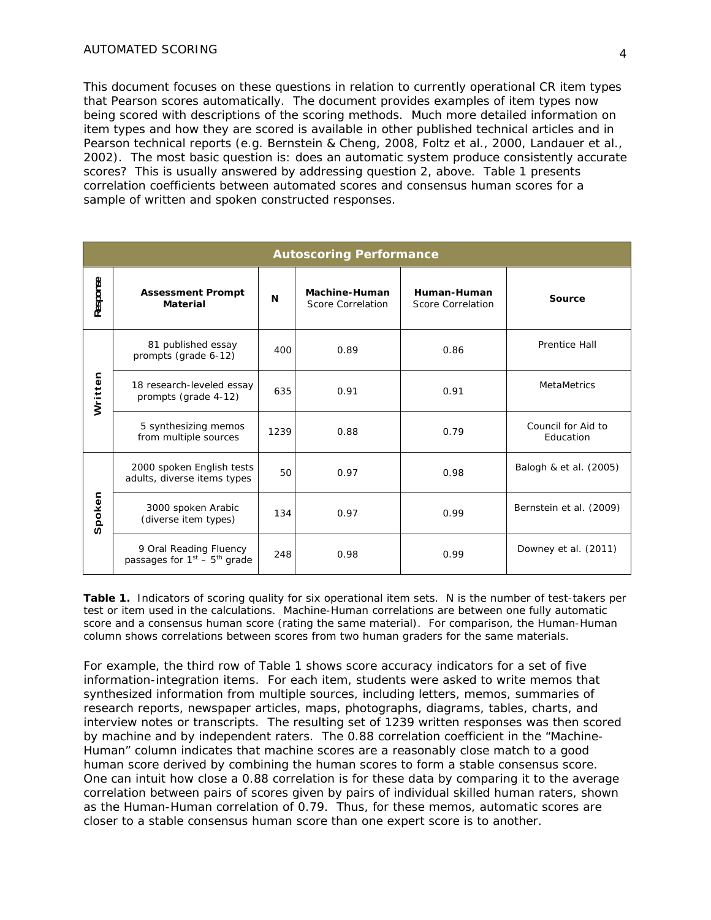This document focuses on these questions in relation to currently operational CR item types that Pearson scores automatically. The document provides examples of item types now being scored with descriptions of the scoring methods. Much more detailed information on item types and how they are scored is available in other published technical articles and in Pearson technical reports (e.g. Bernstein & Cheng, 2008, Foltz et al., 2000, Landauer et al., 2002). The most basic question is: does an automatic system produce consistently accurate scores? This is usually answered by addressing question 2, above. Table 1 presents correlation coefficients between automated scores and consensus human scores for a sample of written and spoken constructed responses.

| Autoscoring Performance | | | | | |
|---|---|---|---|---|---|
| **Response** | **Assessment Prompt Material** | **N** | **Machine-Human** Score Correlation | **Human-Human** Score Correlation | **Source** |
| **Written** | 81 published essay prompts (grade 6-12) | 400 | 0.89 | 0.86 | Prentice Hall |
| **Written** | 18 research-leveled essay prompts (grade 4-12) | 635 | 0.91 | 0.91 | MetaMetrics |
| **Written** | 5 synthesizing memos from multiple sources | 1239 | 0.88 | 0.79 | Council for Aid to Education |
| **Spoken** | 2000 spoken English tests adults, diverse items types | 50 | 0.97 | 0.98 | Balogh & et al. (2005) |
| **Spoken** | 3000 spoken Arabic (diverse item types) | 134 | 0.97 | 0.99 | Bernstein et al. (2009) |
| **Spoken** | 9 Oral Reading Fluency passages for 1st – 5th grade | 248 | 0.98 | 0.99 | Downey et al. (2011) |

**Table 1.** Indicators of scoring quality for six operational item sets. N is the number of test-takers per test or item used in the calculations. Machine-Human correlations are between one fully automatic score and a consensus human score (rating the same material). For comparison, the Human-Human column shows correlations between scores from two human graders for the same materials.

For example, the third row of Table 1 shows score accuracy indicators for a set of five information-integration items. For each item, students were asked to write memos that synthesized information from multiple sources, including letters, memos, summaries of research reports, newspaper articles, maps, photographs, diagrams, tables, charts, and interview notes or transcripts. The resulting set of 1239 written responses was then scored by machine and by independent raters. The 0.88 correlation coefficient in the "Machine-Human" column indicates that machine scores are a reasonably close match to a good human score derived by combining the human scores to form a stable consensus score. One can intuit how close a 0.88 correlation is for these data by comparing it to the average correlation between pairs of scores given by pairs of individual skilled human raters, shown as the Human-Human correlation of 0.79. Thus, for these memos, automatic scores are closer to a stable consensus human score than one expert score is to another.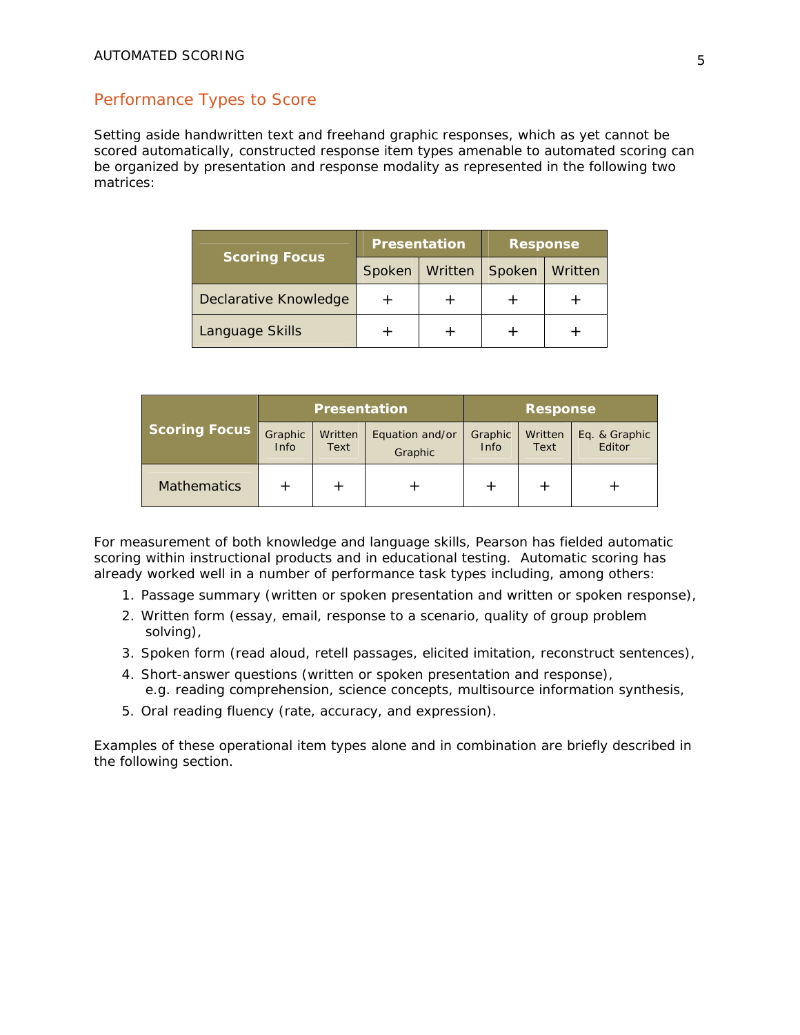## Performance Types to Score

Setting aside handwritten text and freehand graphic responses, which as yet cannot be scored automatically, constructed response item types amenable to automated scoring can be organized by presentation and response modality as represented in the following two matrices:

| Scoring Focus | Presentation | | Response | |
|---|---|---|---|---|
| | Spoken | Written | Spoken | Written |
| Declarative Knowledge | + | + | + | + |
| Language Skills | + | + | + | + |

| Scoring Focus | Presentation | | | Response | | |
|---|---|---|---|---|---|---|
| | Graphic Info | Written Text | Equation and/or Graphic | Graphic Info | Written Text | Eq. & Graphic Editor |
| Mathematics | + | + | + | + | + | + |

For measurement of both knowledge and language skills, Pearson has fielded automatic scoring within instructional products and in educational testing. Automatic scoring has already worked well in a number of performance task types including, among others:

1. Passage summary (written or spoken presentation and written or spoken response),
2. Written form (essay, email, response to a scenario, quality of group problem solving),
3. Spoken form (read aloud, retell passages, elicited imitation, reconstruct sentences),
4. Short-answer questions (written or spoken presentation and response), e.g. reading comprehension, science concepts, multisource information synthesis,
5. Oral reading fluency (rate, accuracy, and expression).

Examples of these operational item types alone and in combination are briefly described in the following section.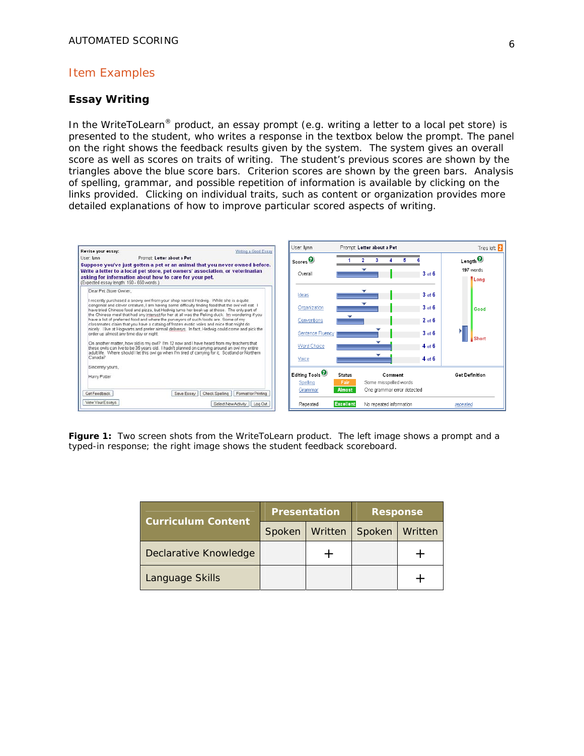## Item Examples

### Essay Writing

In the WriteToLearn® product, an essay prompt (e.g. writing a letter to a local pet store) is presented to the student, who writes a response in the textbox below the prompt. The panel on the right shows the feedback results given by the system. The system gives an overall score as well as scores on traits of writing. The student's previous scores are shown by the triangles above the blue score bars. Criterion scores are shown by the green bars. Analysis of spelling, grammar, and possible repetition of information is available by clicking on the links provided. Clicking on individual traits, such as content or organization provides more detailed explanations of how to improve particular scored aspects of writing.

**Figure 1:** Two screen shots from the WriteToLearn product. The left image shows a prompt and a typed-in response; the right image shows the student feedback scoreboard.

| Curriculum Content | Presentation | | Response | |
|---|---|---|---|---|
| | Spoken | Written | Spoken | Written |
| Declarative Knowledge | | + | | + |
| Language Skills | | | | + |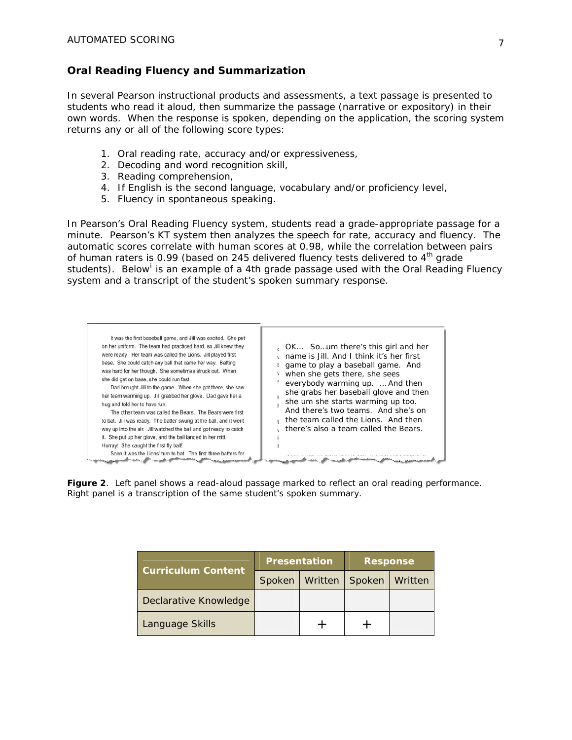## Oral Reading Fluency and Summarization

In several Pearson instructional products and assessments, a text passage is presented to students who read it aloud, then summarize the passage (narrative or expository) in their own words. When the response is spoken, depending on the application, the scoring system returns any or all of the following score types:

1. Oral reading rate, accuracy and/or expressiveness,
2. Decoding and word recognition skill,
3. Reading comprehension,
4. If English is the second language, vocabulary and/or proficiency level,
5. Fluency in spontaneous speaking.

In Pearson's Oral Reading Fluency system, students read a grade-appropriate passage for a minute. Pearson's KT system then analyzes the speech for rate, accuracy and fluency. The automatic scores correlate with human scores at 0.98, while the correlation between pairs of human raters is 0.99 (based on 245 delivered fluency tests delivered to 4th grade students). Below[i] is an example of a 4th grade passage used with the Oral Reading Fluency system and a transcript of the student's spoken summary response.

It was the first baseball game, and Jill was excited. She put on her uniform. The team had practiced hard, so Jill knew they were ready. Her team was called the Lions. Jill played first base. She could catch any ball that came her way. Batting was hard for her though. She sometimes struck out. When she did get on base, she could run fast.

Dad brought Jill to the game. When she got there, she saw her team warming up. Jill grabbed her glove. Dad gave her a hug and told her to have fun.

The other team was called the Bears. The Bears were first to bat. Jill was ready. The batter swung at the ball, and it went way up into the air. Jill watched the ball and got ready to catch it. She put up her glove, and the ball landed in her mitt. Hurray! She caught the first fly ball!

Soon it was the Lions' turn to bat. The first three batters for

OK… So…um there's this girl and her name is Jill. And I think it's her first game to play a baseball game. And when she gets there, she sees everybody warming up. … And then she grabs her baseball glove and then she um she starts warming up too. And there's two teams. And she's on the team called the Lions. And then there's also a team called the Bears.

**Figure 2**. Left panel shows a read-aloud passage marked to reflect an oral reading performance. Right panel is a transcription of the same student's spoken summary.

| Curriculum Content | Presentation | | Response | |
|---|---|---|---|---|
| | Spoken | Written | Spoken | Written |
| Declarative Knowledge | | | | |
| Language Skills | | + | + | |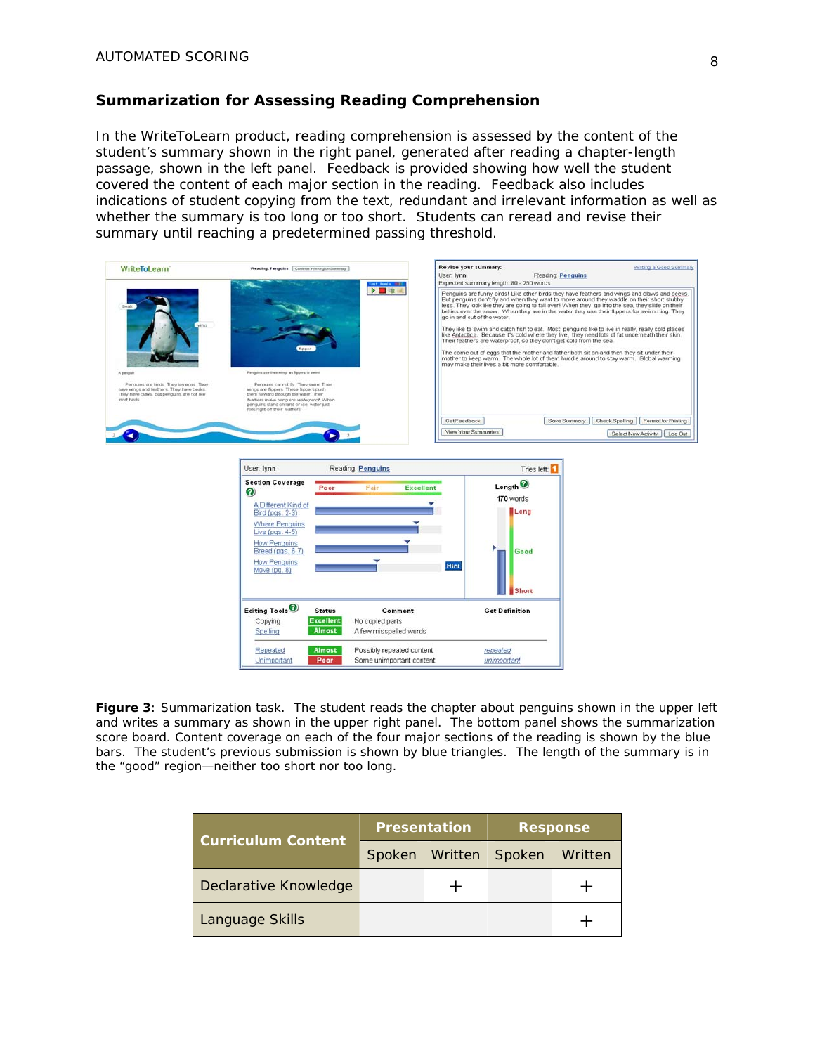## Summarization for Assessing Reading Comprehension

In the WriteToLearn product, reading comprehension is assessed by the content of the student's summary shown in the right panel, generated after reading a chapter-length passage, shown in the left panel. Feedback is provided showing how well the student covered the content of each major section in the reading. Feedback also includes indications of student copying from the text, redundant and irrelevant information as well as whether the summary is too long or too short. Students can reread and revise their summary until reaching a predetermined passing threshold.

**Figure 3**: Summarization task. The student reads the chapter about penguins shown in the upper left and writes a summary as shown in the upper right panel. The bottom panel shows the summarization score board. Content coverage on each of the four major sections of the reading is shown by the blue bars. The student's previous submission is shown by blue triangles. The length of the summary is in the "good" region—neither too short nor too long.

| Curriculum Content | Presentation | | Response | |
|---|---|---|---|---|
| | Spoken | Written | Spoken | Written |
| Declarative Knowledge | | + | | + |
| Language Skills | | | | + |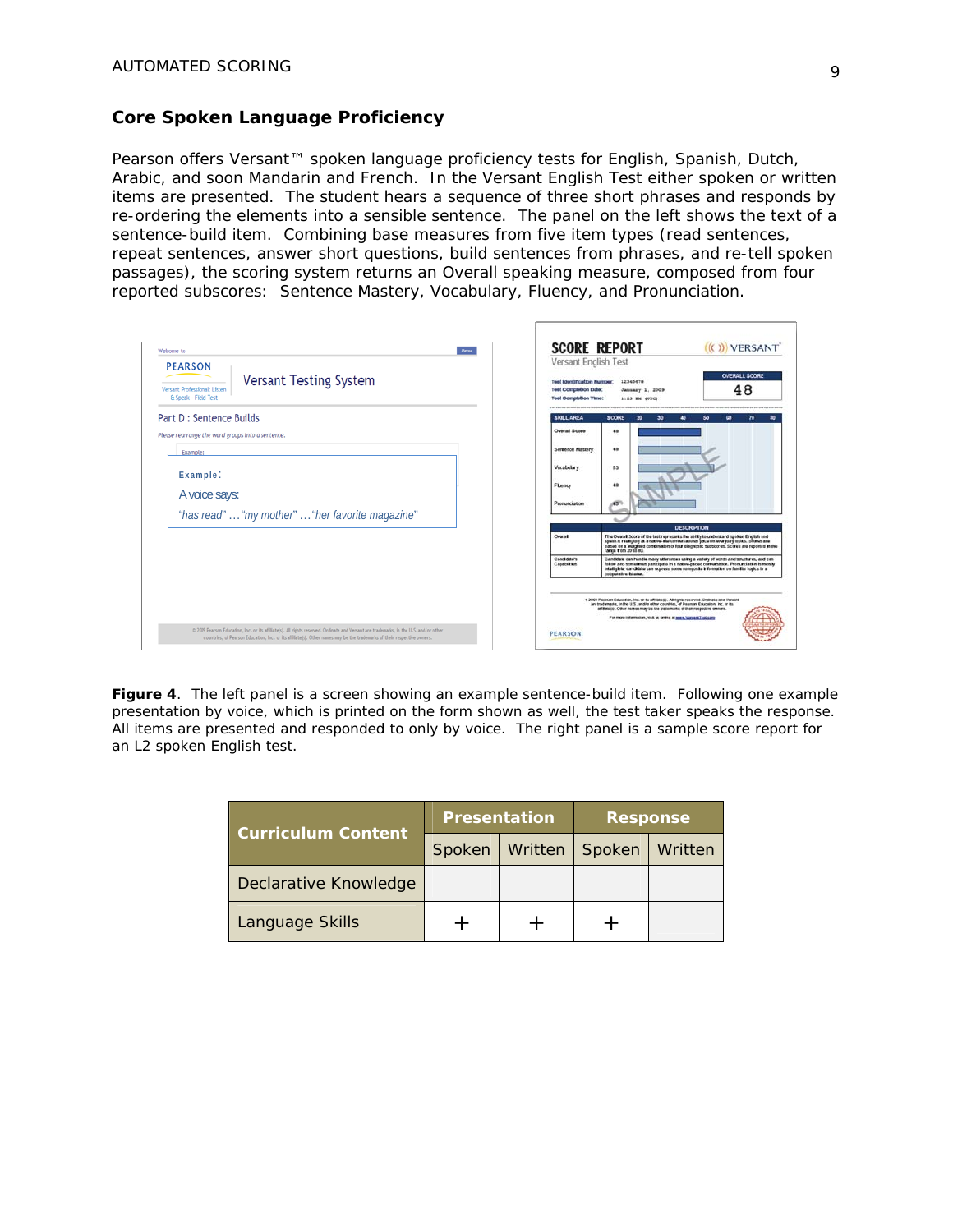## Core Spoken Language Proficiency

Pearson offers Versant™ spoken language proficiency tests for English, Spanish, Dutch, Arabic, and soon Mandarin and French. In the Versant English Test either spoken or written items are presented. The student hears a sequence of three short phrases and responds by re-ordering the elements into a sensible sentence. The panel on the left shows the text of a sentence-build item. Combining base measures from five item types (read sentences, repeat sentences, answer short questions, build sentences from phrases, and re-tell spoken passages), the scoring system returns an Overall speaking measure, composed from four reported subscores: Sentence Mastery, Vocabulary, Fluency, and Pronunciation.

**Figure 4**. The left panel is a screen showing an example sentence-build item. Following one example presentation by voice, which is printed on the form shown as well, the test taker speaks the response. All items are presented and responded to only by voice. The right panel is a sample score report for an L2 spoken English test.

| Curriculum Content | Presentation | | Response | |
|---|---|---|---|---|
| | Spoken | Written | Spoken | Written |
| Declarative Knowledge | | | | |
| Language Skills | + | + | + | |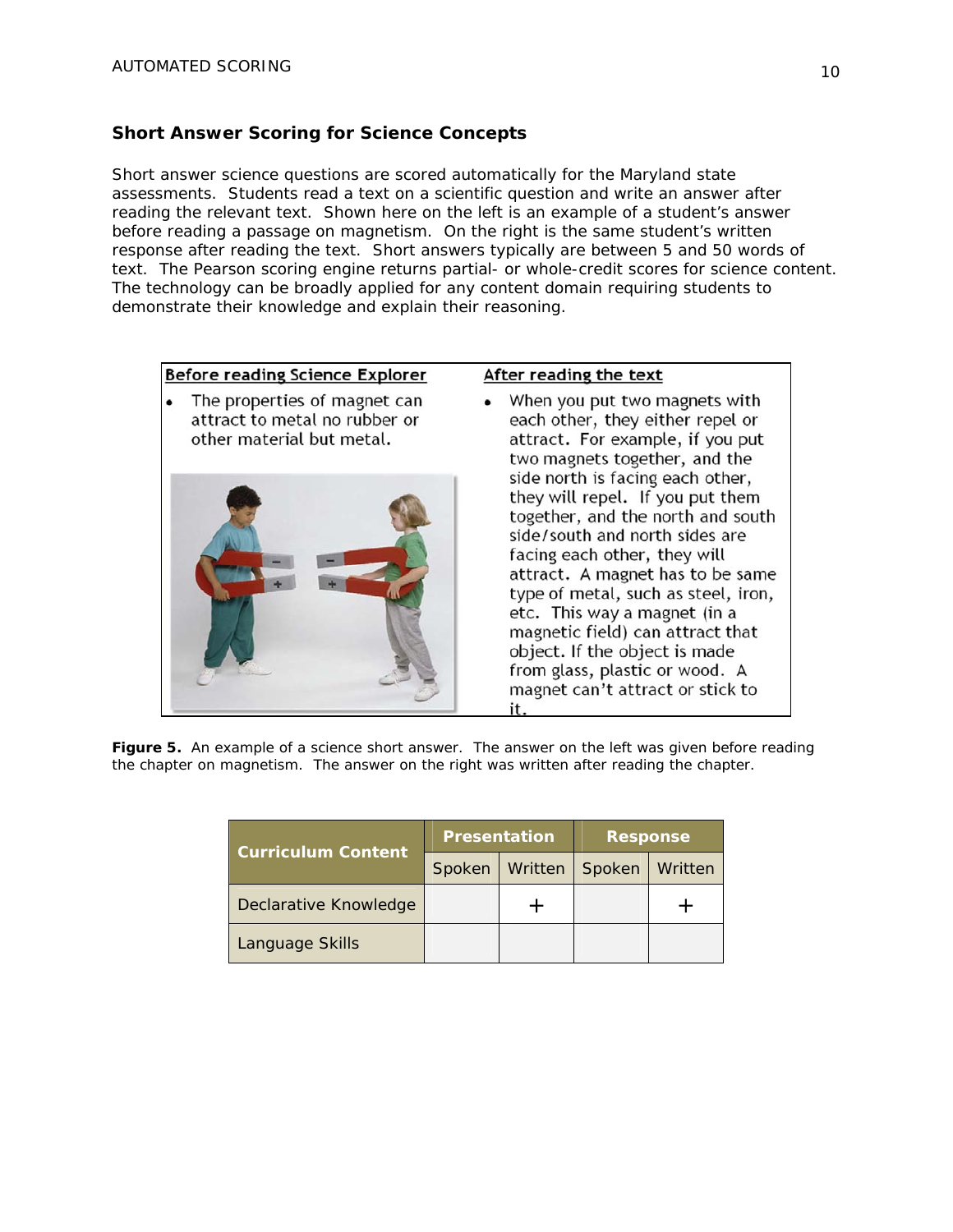## Short Answer Scoring for Science Concepts

Short answer science questions are scored automatically for the Maryland state assessments. Students read a text on a scientific question and write an answer after reading the relevant text. Shown here on the left is an example of a student's answer before reading a passage on magnetism. On the right is the same student's written response after reading the text. Short answers typically are between 5 and 50 words of text. The Pearson scoring engine returns partial- or whole-credit scores for science content. The technology can be broadly applied for any content domain requiring students to demonstrate their knowledge and explain their reasoning.

| Before reading Science Explorer | After reading the text |
|---|---|
| • The properties of magnet can attract to metal no rubber or other material but metal. | • When you put two magnets with each other, they either repel or attract. For example, if you put two magnets together, and the side north is facing each other, they will repel. If you put them together, and the north and south side/south and north sides are facing each other, they will attract. A magnet has to be same type of metal, such as steel, iron, etc. This way a magnet (in a magnetic field) can attract that object. If the object is made from glass, plastic or wood. A magnet can't attract or stick to it. |

**Figure 5.** An example of a science short answer. The answer on the left was given before reading the chapter on magnetism. The answer on the right was written after reading the chapter.

| Curriculum Content | Presentation | | Response | |
|---|---|---|---|---|
| | Spoken | Written | Spoken | Written |
| Declarative Knowledge | | + | | + |
| Language Skills | | | | |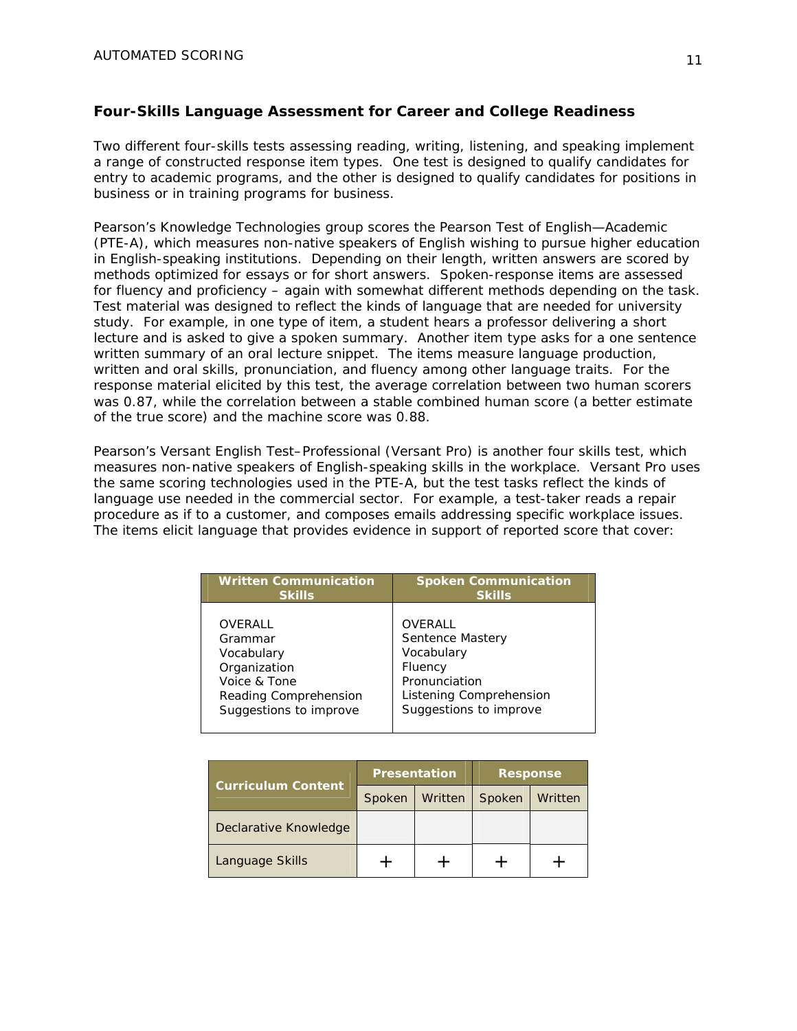### Four-Skills Language Assessment for Career and College Readiness

Two different four-skills tests assessing reading, writing, listening, and speaking implement a range of constructed response item types. One test is designed to qualify candidates for entry to academic programs, and the other is designed to qualify candidates for positions in business or in training programs for business.

Pearson's Knowledge Technologies group scores the Pearson Test of English—Academic (PTE-A), which measures non-native speakers of English wishing to pursue higher education in English-speaking institutions. Depending on their length, written answers are scored by methods optimized for essays or for short answers. Spoken-response items are assessed for fluency and proficiency – again with somewhat different methods depending on the task. Test material was designed to reflect the kinds of language that are needed for university study. For example, in one type of item, a student hears a professor delivering a short lecture and is asked to give a spoken summary. Another item type asks for a one sentence written summary of an oral lecture snippet. The items measure language production, written and oral skills, pronunciation, and fluency among other language traits. For the response material elicited by this test, the average correlation between two human scorers was 0.87, while the correlation between a stable combined human score (a better estimate of the true score) and the machine score was 0.88.

Pearson's Versant English Test–Professional (Versant Pro) is another four skills test, which measures non-native speakers of English-speaking skills in the workplace. Versant Pro uses the same scoring technologies used in the PTE-A, but the test tasks reflect the kinds of language use needed in the commercial sector. For example, a test-taker reads a repair procedure as if to a customer, and composes emails addressing specific workplace issues. The items elicit language that provides evidence in support of reported score that cover:

| Written Communication Skills | Spoken Communication Skills |
|---|---|
| OVERALL<br>Grammar<br>Vocabulary<br>Organization<br>Voice & Tone<br>Reading Comprehension<br>Suggestions to improve | OVERALL<br>Sentence Mastery<br>Vocabulary<br>Fluency<br>Pronunciation<br>Listening Comprehension<br>Suggestions to improve |

| Curriculum Content | Presentation | | Response | |
|---|---|---|---|---|
| | Spoken | Written | Spoken | Written |
| Declarative Knowledge | | | | |
| Language Skills | + | + | + | + |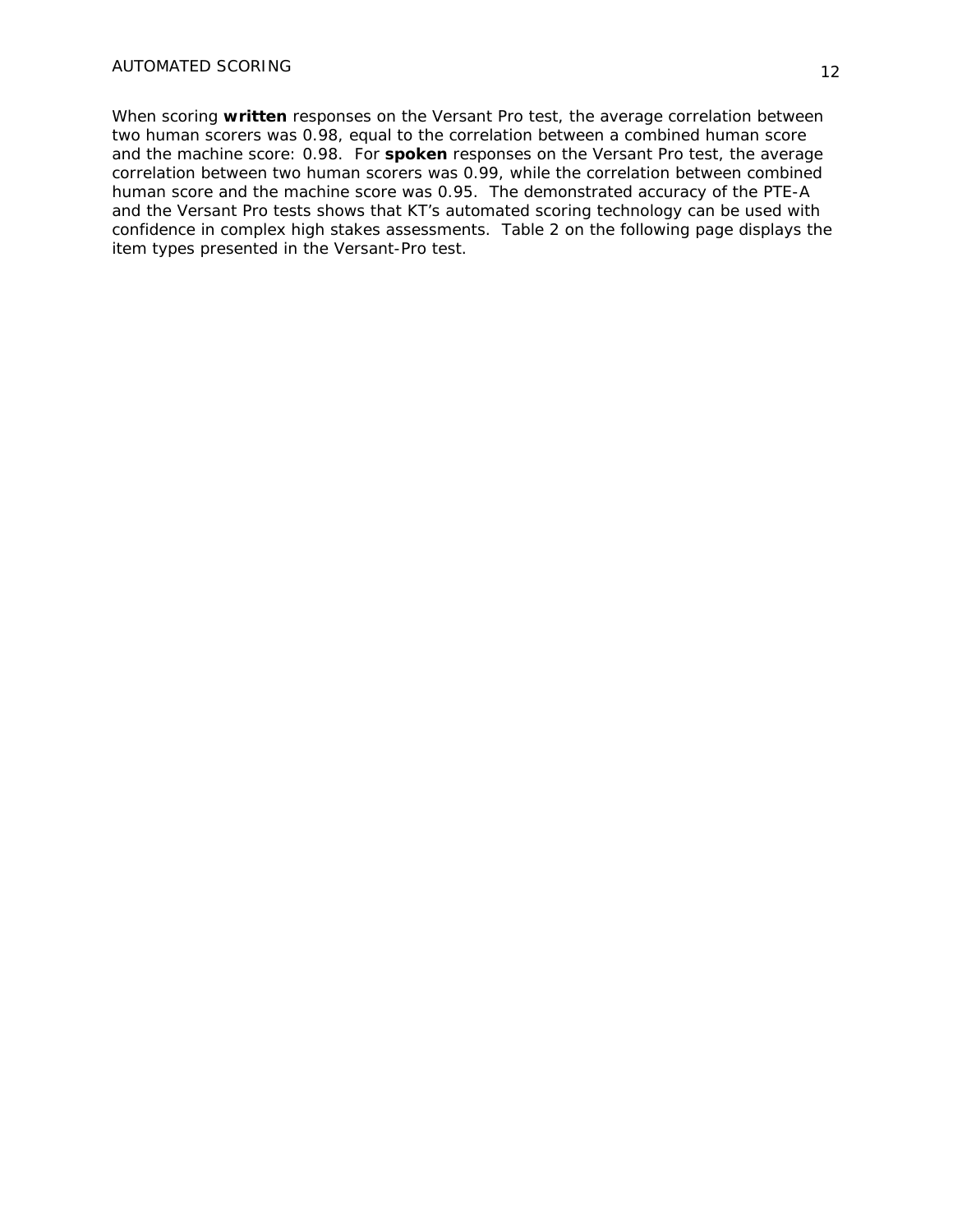When scoring **written** responses on the Versant Pro test, the average correlation between two human scorers was 0.98, equal to the correlation between a combined human score and the machine score: 0.98. For **spoken** responses on the Versant Pro test, the average correlation between two human scorers was 0.99, while the correlation between combined human score and the machine score was 0.95. The demonstrated accuracy of the PTE-A and the Versant Pro tests shows that KT's automated scoring technology can be used with confidence in complex high stakes assessments. Table 2 on the following page displays the item types presented in the Versant-Pro test.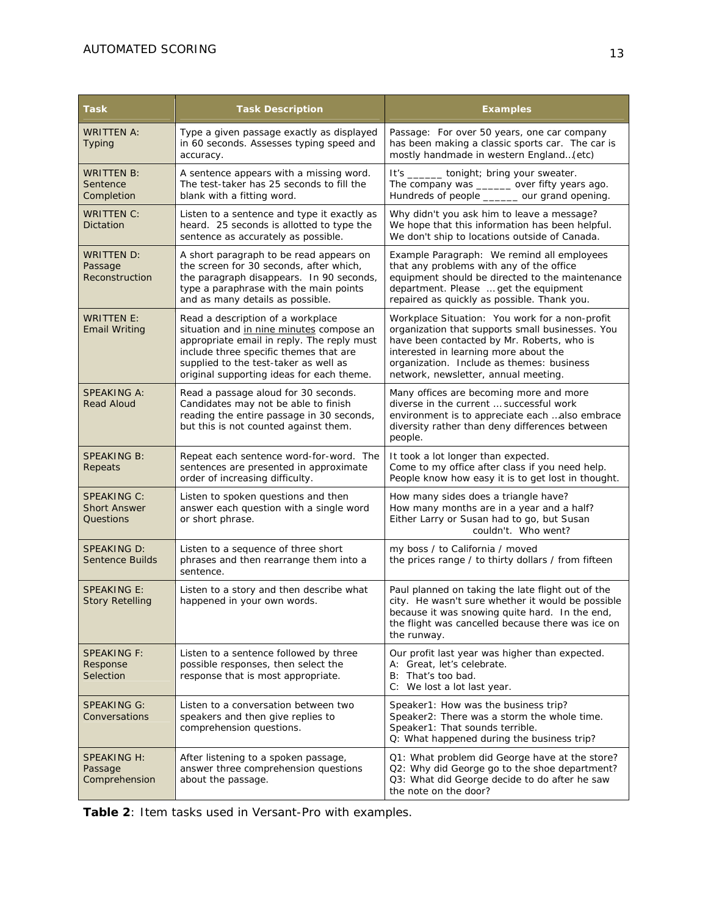| Task | Task Description | Examples |
|---|---|---|
| WRITTEN A: Typing | Type a given passage exactly as displayed in 60 seconds. Assesses typing speed and accuracy. | Passage: For over 50 years, one car company has been making a classic sports car. The car is mostly handmade in western England…(etc) |
| WRITTEN B: Sentence Completion | A sentence appears with a missing word. The test-taker has 25 seconds to fill the blank with a fitting word. | It's ______ tonight; bring your sweater.<br>The company was ______ over fifty years ago.<br>Hundreds of people ______ our grand opening. |
| WRITTEN C: Dictation | Listen to a sentence and type it exactly as heard. 25 seconds is allotted to type the sentence as accurately as possible. | Why didn't you ask him to leave a message?<br>We hope that this information has been helpful.<br>We don't ship to locations outside of Canada. |
| WRITTEN D: Passage Reconstruction | A short paragraph to be read appears on the screen for 30 seconds, after which, the paragraph disappears. In 90 seconds, type a paraphrase with the main points and as many details as possible. | Example Paragraph: We remind all employees that any problems with any of the office equipment should be directed to the maintenance department. Please … get the equipment repaired as quickly as possible. Thank you. |
| WRITTEN E: Email Writing | Read a description of a workplace situation and <u>in nine minutes</u> compose an appropriate email in reply. The reply must include three specific themes that are supplied to the test-taker as well as original supporting ideas for each theme. | Workplace Situation: You work for a non-profit organization that supports small businesses. You have been contacted by Mr. Roberts, who is interested in learning more about the organization. Include as themes: business network, newsletter, annual meeting. |
| SPEAKING A: Read Aloud | Read a passage aloud for 30 seconds. Candidates may not be able to finish reading the entire passage in 30 seconds, but this is not counted against them. | Many offices are becoming more and more diverse in the current … successful work environment is to appreciate each …also embrace diversity rather than deny differences between people. |
| SPEAKING B: Repeats | Repeat each sentence word-for-word. The sentences are presented in approximate order of increasing difficulty. | It took a lot longer than expected.<br>Come to my office after class if you need help.<br>People know how easy it is to get lost in thought. |
| SPEAKING C: Short Answer Questions | Listen to spoken questions and then answer each question with a single word or short phrase. | How many sides does a triangle have?<br>How many months are in a year and a half?<br>Either Larry or Susan had to go, but Susan couldn't. Who went? |
| SPEAKING D: Sentence Builds | Listen to a sequence of three short phrases and then rearrange them into a sentence. | my boss / to California / moved<br>the prices range / to thirty dollars / from fifteen |
| SPEAKING E: Story Retelling | Listen to a story and then describe what happened in your own words. | Paul planned on taking the late flight out of the city. He wasn't sure whether it would be possible because it was snowing quite hard. In the end, the flight was cancelled because there was ice on the runway. |
| SPEAKING F: Response Selection | Listen to a sentence followed by three possible responses, then select the response that is most appropriate. | Our profit last year was higher than expected.<br>A: Great, let's celebrate.<br>B: That's too bad.<br>C: We lost a lot last year. |
| SPEAKING G: Conversations | Listen to a conversation between two speakers and then give replies to comprehension questions. | Speaker1: How was the business trip?<br>Speaker2: There was a storm the whole time.<br>Speaker1: That sounds terrible.<br>Q: What happened during the business trip? |
| SPEAKING H: Passage Comprehension | After listening to a spoken passage, answer three comprehension questions about the passage. | Q1: What problem did George have at the store?<br>Q2: Why did George go to the shoe department?<br>Q3: What did George decide to do after he saw the note on the door? |

**Table 2**: Item tasks used in Versant-Pro with examples.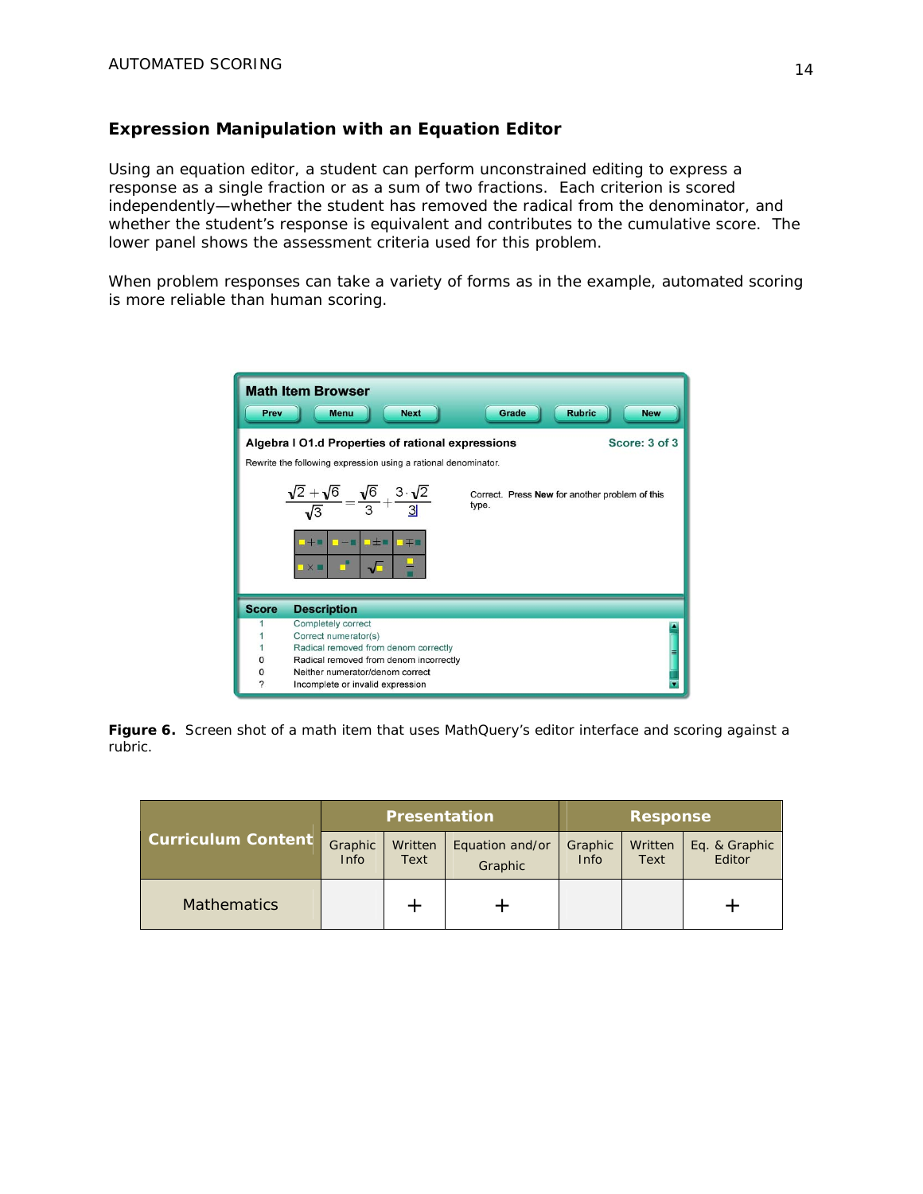### Expression Manipulation with an Equation Editor

Using an equation editor, a student can perform unconstrained editing to express a response as a single fraction or as a sum of two fractions. Each criterion is scored independently—whether the student has removed the radical from the denominator, and whether the student's response is equivalent and contributes to the cumulative score. The lower panel shows the assessment criteria used for this problem.

When problem responses can take a variety of forms as in the example, automated scoring is more reliable than human scoring.

**Figure 6.** Screen shot of a math item that uses MathQuery's editor interface and scoring against a rubric.

| Curriculum Content | Presentation | | | Response | | |
|---|---|---|---|---|---|---|
| | Graphic Info | Written Text | Equation and/or Graphic | Graphic Info | Written Text | Eq. & Graphic Editor |
| Mathematics | | + | + | | | + |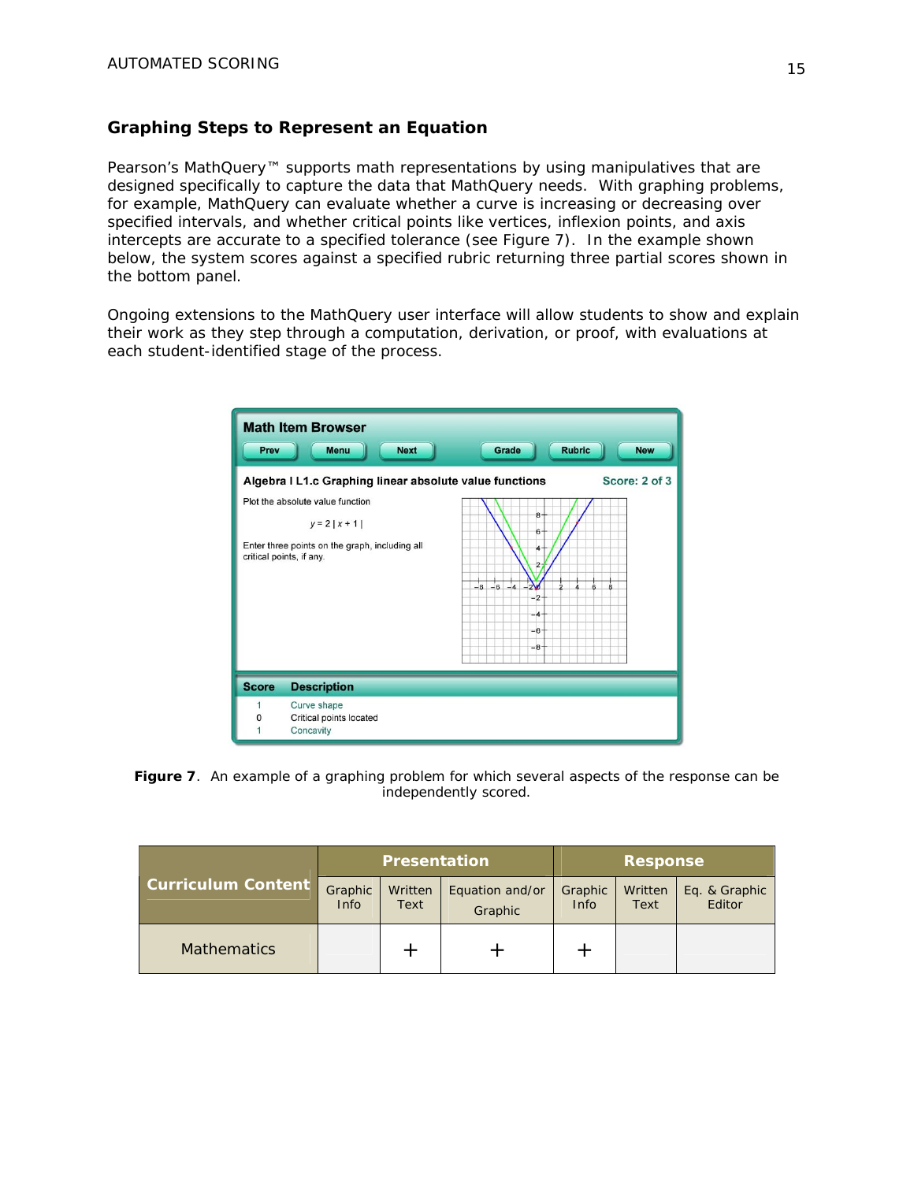## Graphing Steps to Represent an Equation

Pearson's MathQuery™ supports math representations by using manipulatives that are designed specifically to capture the data that MathQuery needs. With graphing problems, for example, MathQuery can evaluate whether a curve is increasing or decreasing over specified intervals, and whether critical points like vertices, inflexion points, and axis intercepts are accurate to a specified tolerance (see Figure 7). In the example shown below, the system scores against a specified rubric returning three partial scores shown in the bottom panel.

Ongoing extensions to the MathQuery user interface will allow students to show and explain their work as they step through a computation, derivation, or proof, with evaluations at each student-identified stage of the process.

**Figure 7**. An example of a graphing problem for which several aspects of the response can be independently scored.

| Curriculum Content | Presentation | | | Response | | |
|---|---|---|---|---|---|---|
| | Graphic Info | Written Text | Equation and/or Graphic | Graphic Info | Written Text | Eq. & Graphic Editor |
| Mathematics | | + | + | + | | |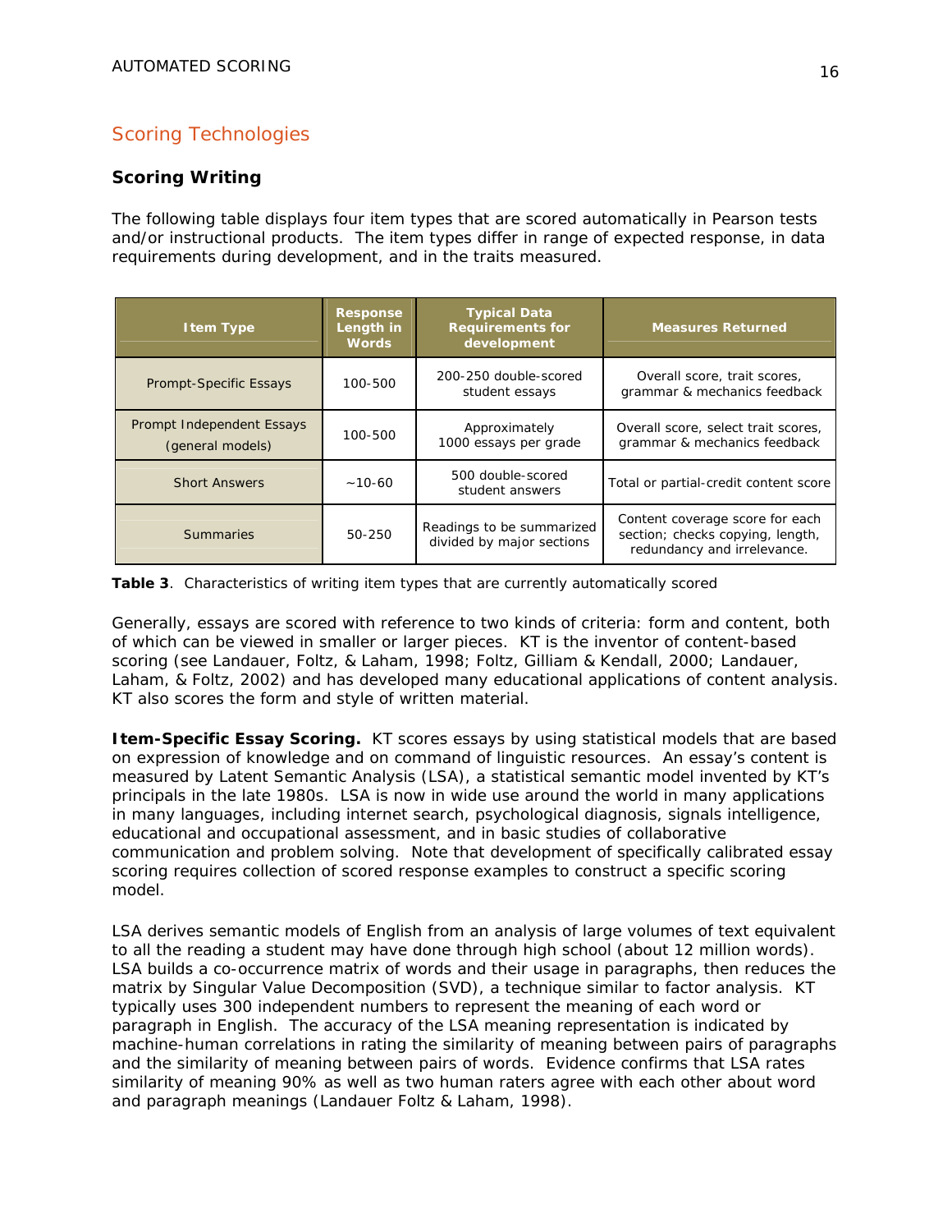## Scoring Technologies

### Scoring Writing

The following table displays four item types that are scored automatically in Pearson tests and/or instructional products. The item types differ in range of expected response, in data requirements during development, and in the traits measured.

| Item Type | Response Length in Words | Typical Data Requirements for development | Measures Returned |
|---|---|---|---|
| Prompt-Specific Essays | 100-500 | 200-250 double-scored student essays | Overall score, trait scores, grammar & mechanics feedback |
| Prompt Independent Essays (general models) | 100-500 | Approximately 1000 essays per grade | Overall score, select trait scores, grammar & mechanics feedback |
| Short Answers | ~10-60 | 500 double-scored student answers | Total or partial-credit content score |
| Summaries | 50-250 | Readings to be summarized divided by major sections | Content coverage score for each section; checks copying, length, redundancy and irrelevance. |

**Table 3**. Characteristics of writing item types that are currently automatically scored

Generally, essays are scored with reference to two kinds of criteria: form and content, both of which can be viewed in smaller or larger pieces. KT is the inventor of content-based scoring (see Landauer, Foltz, & Laham, 1998; Foltz, Gilliam & Kendall, 2000; Landauer, Laham, & Foltz, 2002) and has developed many educational applications of content analysis. KT also scores the form and style of written material.

**Item-Specific Essay Scoring.** KT scores essays by using statistical models that are based on expression of knowledge and on command of linguistic resources. An essay's content is measured by Latent Semantic Analysis (LSA), a statistical semantic model invented by KT's principals in the late 1980s. LSA is now in wide use around the world in many applications in many languages, including internet search, psychological diagnosis, signals intelligence, educational and occupational assessment, and in basic studies of collaborative communication and problem solving. Note that development of specifically calibrated essay scoring requires collection of scored response examples to construct a specific scoring model.

LSA derives semantic models of English from an analysis of large volumes of text equivalent to all the reading a student may have done through high school (about 12 million words). LSA builds a co-occurrence matrix of words and their usage in paragraphs, then reduces the matrix by Singular Value Decomposition (SVD), a technique similar to factor analysis. KT typically uses 300 independent numbers to represent the meaning of each word or paragraph in English. The accuracy of the LSA meaning representation is indicated by machine-human correlations in rating the similarity of meaning between pairs of paragraphs and the similarity of meaning between pairs of words. Evidence confirms that LSA rates similarity of meaning 90% as well as two human raters agree with each other about word and paragraph meanings (Landauer Foltz & Laham, 1998).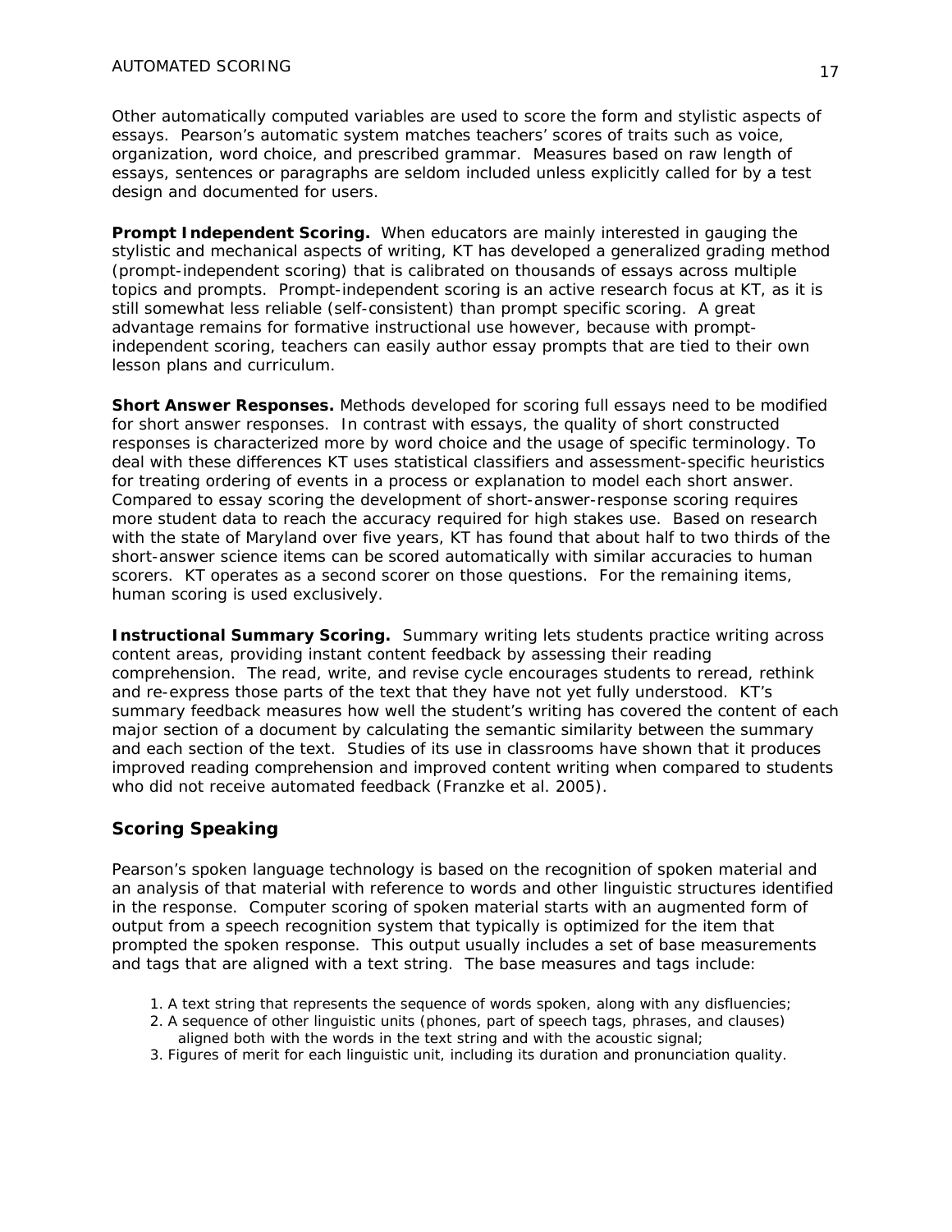Other automatically computed variables are used to score the form and stylistic aspects of essays. Pearson's automatic system matches teachers' scores of traits such as voice, organization, word choice, and prescribed grammar. Measures based on raw length of essays, sentences or paragraphs are seldom included unless explicitly called for by a test design and documented for users.

**Prompt Independent Scoring.** When educators are mainly interested in gauging the stylistic and mechanical aspects of writing, KT has developed a generalized grading method (prompt-independent scoring) that is calibrated on thousands of essays across multiple topics and prompts. Prompt-independent scoring is an active research focus at KT, as it is still somewhat less reliable (self-consistent) than prompt specific scoring. A great advantage remains for formative instructional use however, because with prompt-independent scoring, teachers can easily author essay prompts that are tied to their own lesson plans and curriculum.

**Short Answer Responses.** Methods developed for scoring full essays need to be modified for short answer responses. In contrast with essays, the quality of short constructed responses is characterized more by word choice and the usage of specific terminology. To deal with these differences KT uses statistical classifiers and assessment-specific heuristics for treating ordering of events in a process or explanation to model each short answer. Compared to essay scoring the development of short-answer-response scoring requires more student data to reach the accuracy required for high stakes use. Based on research with the state of Maryland over five years, KT has found that about half to two thirds of the short-answer science items can be scored automatically with similar accuracies to human scorers. KT operates as a second scorer on those questions. For the remaining items, human scoring is used exclusively.

**Instructional Summary Scoring.** Summary writing lets students practice writing across content areas, providing instant content feedback by assessing their reading comprehension. The read, write, and revise cycle encourages students to reread, rethink and re-express those parts of the text that they have not yet fully understood. KT's summary feedback measures how well the student's writing has covered the content of each major section of a document by calculating the semantic similarity between the summary and each section of the text. Studies of its use in classrooms have shown that it produces improved reading comprehension and improved content writing when compared to students who did not receive automated feedback (Franzke et al. 2005).

## Scoring Speaking

Pearson's spoken language technology is based on the recognition of spoken material and an analysis of that material with reference to words and other linguistic structures identified in the response. Computer scoring of spoken material starts with an augmented form of output from a speech recognition system that typically is optimized for the item that prompted the spoken response. This output usually includes a set of base measurements and tags that are aligned with a text string. The base measures and tags include:

1. A text string that represents the sequence of words spoken, along with any disfluencies;
2. A sequence of other linguistic units (phones, part of speech tags, phrases, and clauses) aligned both with the words in the text string and with the acoustic signal;
3. Figures of merit for each linguistic unit, including its duration and pronunciation quality.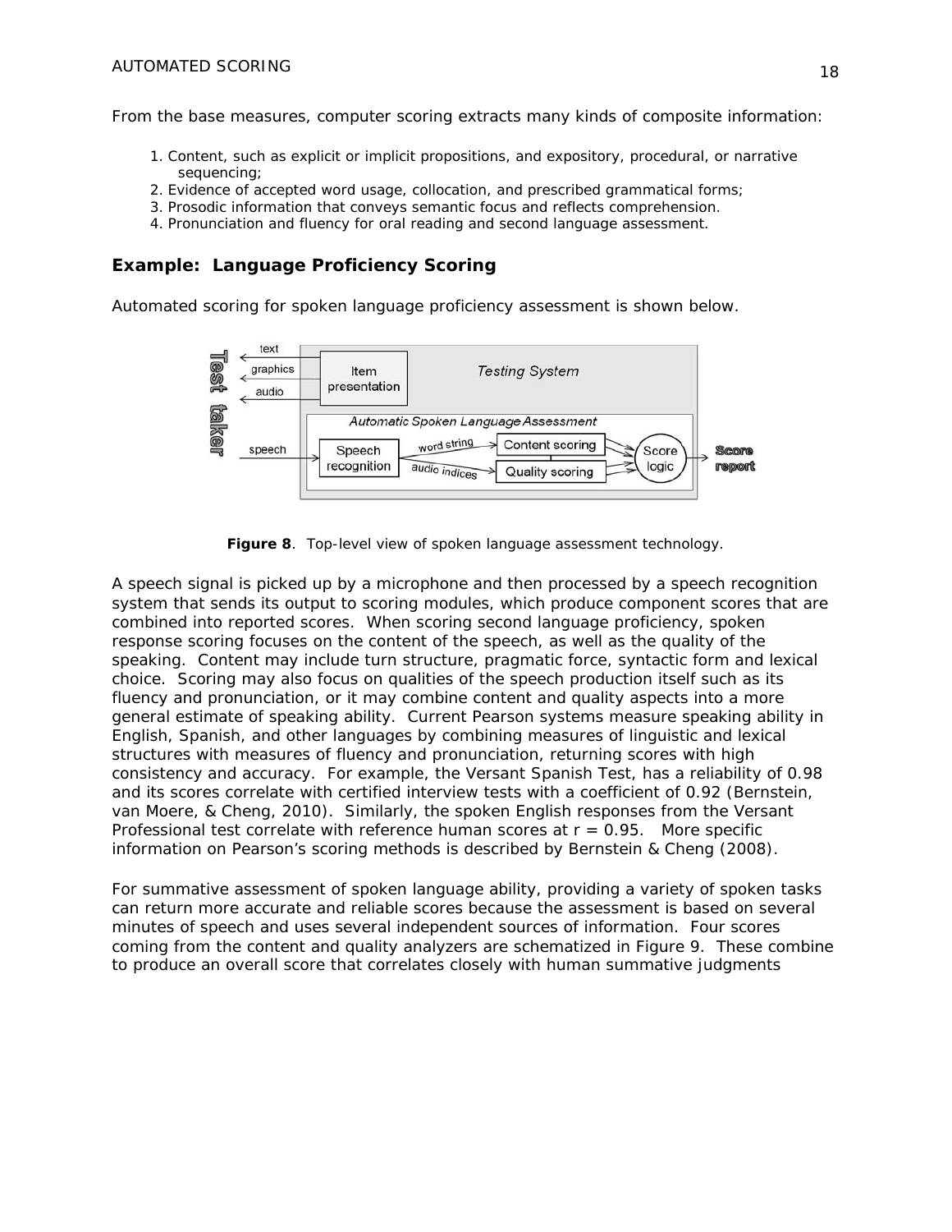From the base measures, computer scoring extracts many kinds of composite information:

1. Content, such as explicit or implicit propositions, and expository, procedural, or narrative sequencing;
2. Evidence of accepted word usage, collocation, and prescribed grammatical forms;
3. Prosodic information that conveys semantic focus and reflects comprehension.
4. Pronunciation and fluency for oral reading and second language assessment.

## Example: Language Proficiency Scoring

Automated scoring for spoken language proficiency assessment is shown below.

**Figure 8**. Top-level view of spoken language assessment technology.

A speech signal is picked up by a microphone and then processed by a speech recognition system that sends its output to scoring modules, which produce component scores that are combined into reported scores. When scoring second language proficiency, spoken response scoring focuses on the content of the speech, as well as the quality of the speaking. Content may include turn structure, pragmatic force, syntactic form and lexical choice. Scoring may also focus on qualities of the speech production itself such as its fluency and pronunciation, or it may combine content and quality aspects into a more general estimate of speaking ability. Current Pearson systems measure speaking ability in English, Spanish, and other languages by combining measures of linguistic and lexical structures with measures of fluency and pronunciation, returning scores with high consistency and accuracy. For example, the Versant Spanish Test, has a reliability of 0.98 and its scores correlate with certified interview tests with a coefficient of 0.92 (Bernstein, van Moere, & Cheng, 2010). Similarly, the spoken English responses from the Versant Professional test correlate with reference human scores at $r = 0.95$. More specific information on Pearson's scoring methods is described by Bernstein & Cheng (2008).

For summative assessment of spoken language ability, providing a variety of spoken tasks can return more accurate and reliable scores because the assessment is based on several minutes of speech and uses several independent sources of information. Four scores coming from the content and quality analyzers are schematized in Figure 9. These combine to produce an overall score that correlates closely with human summative judgments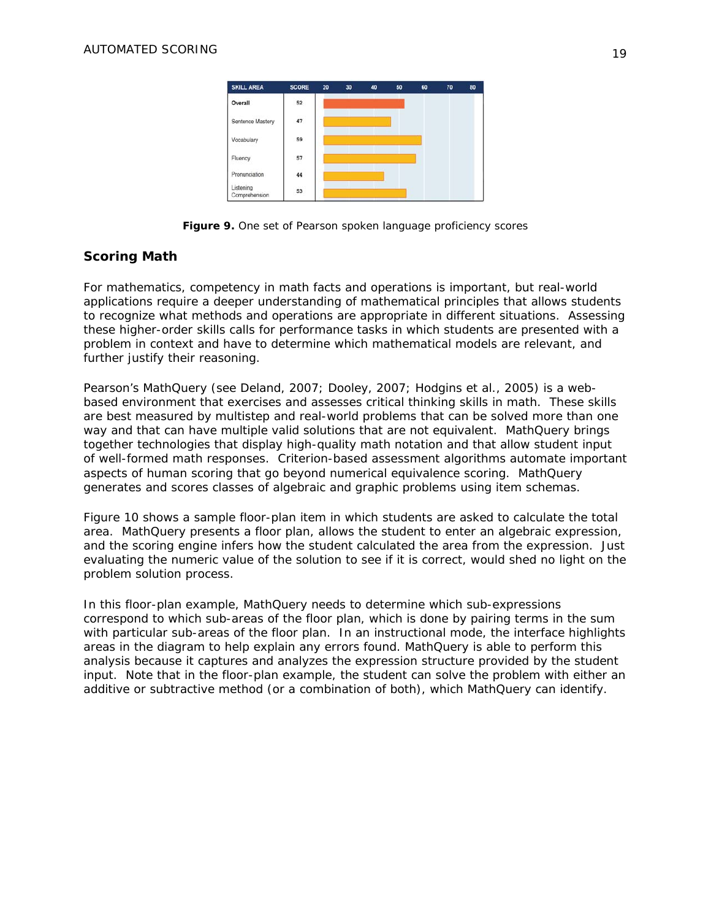| SKILL AREA | SCORE |
|---|---|
| Overall | 52 |
| Sentence Mastery | 47 |
| Vocabulary | 59 |
| Fluency | 57 |
| Pronunciation | 44 |
| Listening Comprehension | 53 |

**Figure 9.** One set of Pearson spoken language proficiency scores

## Scoring Math

For mathematics, competency in math facts and operations is important, but real-world applications require a deeper understanding of mathematical principles that allows students to recognize what methods and operations are appropriate in different situations. Assessing these higher-order skills calls for performance tasks in which students are presented with a problem in context and have to determine which mathematical models are relevant, and further justify their reasoning.

Pearson's MathQuery (see Deland, 2007; Dooley, 2007; Hodgins et al., 2005) is a web-based environment that exercises and assesses critical thinking skills in math. These skills are best measured by multistep and real-world problems that can be solved more than one way and that can have multiple valid solutions that are not equivalent. MathQuery brings together technologies that display high-quality math notation and that allow student input of well-formed math responses. Criterion-based assessment algorithms automate important aspects of human scoring that go beyond numerical equivalence scoring. MathQuery generates and scores classes of algebraic and graphic problems using item schemas.

Figure 10 shows a sample floor-plan item in which students are asked to calculate the total area. MathQuery presents a floor plan, allows the student to enter an algebraic expression, and the scoring engine infers how the student calculated the area from the expression. Just evaluating the numeric value of the solution to see if it is correct, would shed no light on the problem solution process.

In this floor-plan example, MathQuery needs to determine which sub-expressions correspond to which sub-areas of the floor plan, which is done by pairing terms in the sum with particular sub-areas of the floor plan. In an instructional mode, the interface highlights areas in the diagram to help explain any errors found. MathQuery is able to perform this analysis because it captures and analyzes the expression structure provided by the student input. Note that in the floor-plan example, the student can solve the problem with either an additive or subtractive method (or a combination of both), which MathQuery can identify.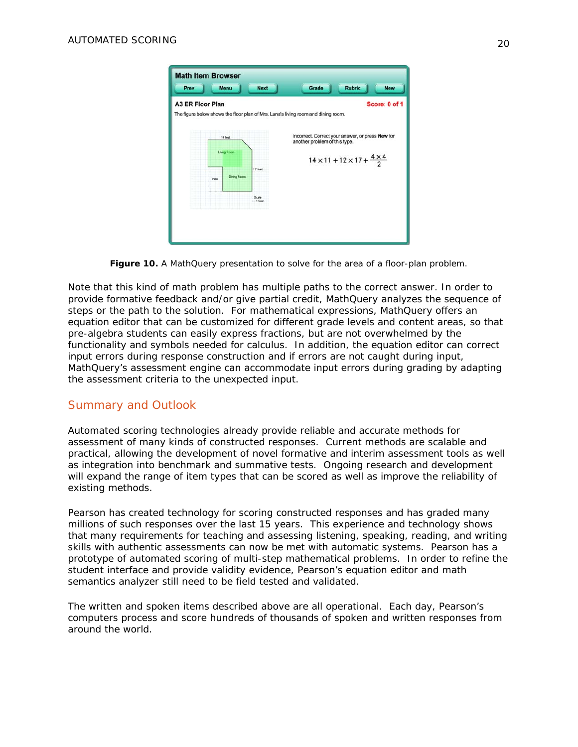**Figure 10.** A MathQuery presentation to solve for the area of a floor-plan problem.

Note that this kind of math problem has multiple paths to the correct answer. In order to provide formative feedback and/or give partial credit, MathQuery analyzes the sequence of steps or the path to the solution. For mathematical expressions, MathQuery offers an equation editor that can be customized for different grade levels and content areas, so that pre-algebra students can easily express fractions, but are not overwhelmed by the functionality and symbols needed for calculus. In addition, the equation editor can correct input errors during response construction and if errors are not caught during input, MathQuery's assessment engine can accommodate input errors during grading by adapting the assessment criteria to the unexpected input.

## Summary and Outlook

Automated scoring technologies already provide reliable and accurate methods for assessment of many kinds of constructed responses. Current methods are scalable and practical, allowing the development of novel formative and interim assessment tools as well as integration into benchmark and summative tests. Ongoing research and development will expand the range of item types that can be scored as well as improve the reliability of existing methods.

Pearson has created technology for scoring constructed responses and has graded many millions of such responses over the last 15 years. This experience and technology shows that many requirements for teaching and assessing listening, speaking, reading, and writing skills with authentic assessments can now be met with automatic systems. Pearson has a prototype of automated scoring of multi-step mathematical problems. In order to refine the student interface and provide validity evidence, Pearson's equation editor and math semantics analyzer still need to be field tested and validated.

The written and spoken items described above are all operational. Each day, Pearson's computers process and score hundreds of thousands of spoken and written responses from around the world.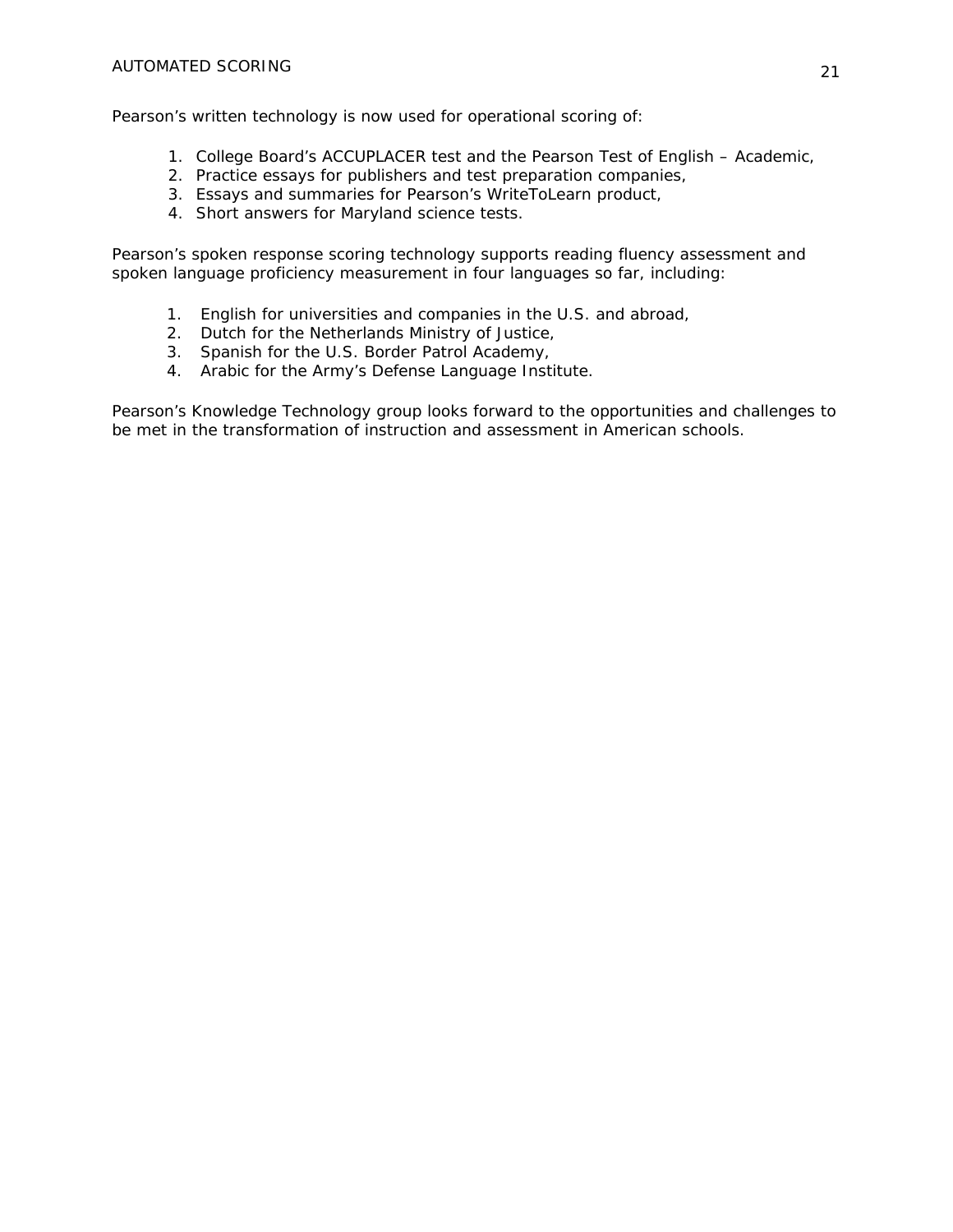Pearson's written technology is now used for operational scoring of:

1. College Board's ACCUPLACER test and the Pearson Test of English – Academic,
2. Practice essays for publishers and test preparation companies,
3. Essays and summaries for Pearson's WriteToLearn product,
4. Short answers for Maryland science tests.

Pearson's spoken response scoring technology supports reading fluency assessment and spoken language proficiency measurement in four languages so far, including:

1. English for universities and companies in the U.S. and abroad,
2. Dutch for the Netherlands Ministry of Justice,
3. Spanish for the U.S. Border Patrol Academy,
4. Arabic for the Army's Defense Language Institute.

Pearson's Knowledge Technology group looks forward to the opportunities and challenges to be met in the transformation of instruction and assessment in American schools.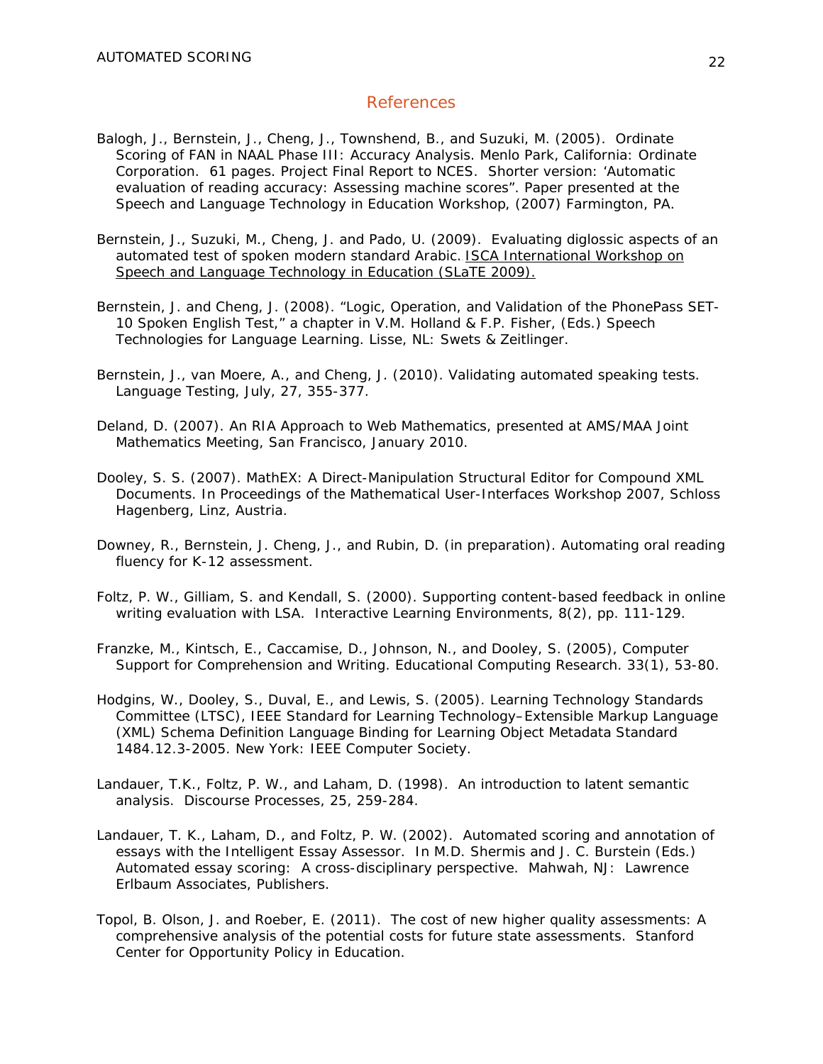## References

Balogh, J., Bernstein, J., Cheng, J., Townshend, B., and Suzuki, M. (2005). Ordinate Scoring of FAN in NAAL Phase III: Accuracy Analysis. Menlo Park, California: Ordinate Corporation. 61 pages. Project Final Report to NCES. Shorter version: 'Automatic evaluation of reading accuracy: Assessing machine scores". Paper presented at the Speech and Language Technology in Education Workshop, (2007) Farmington, PA.

Bernstein, J., Suzuki, M., Cheng, J. and Pado, U. (2009). Evaluating diglossic aspects of an automated test of spoken modern standard Arabic. ISCA International Workshop on Speech and Language Technology in Education (SLaTE 2009).

Bernstein, J. and Cheng, J. (2008). "Logic, Operation, and Validation of the PhonePass SET-10 Spoken English Test," a chapter in V.M. Holland & F.P. Fisher, (Eds.) Speech Technologies for Language Learning. Lisse, NL: Swets & Zeitlinger.

Bernstein, J., van Moere, A., and Cheng, J. (2010). Validating automated speaking tests. Language Testing, July, 27, 355-377.

Deland, D. (2007). An RIA Approach to Web Mathematics, presented at AMS/MAA Joint Mathematics Meeting, San Francisco, January 2010.

Dooley, S. S. (2007). MathEX: A Direct-Manipulation Structural Editor for Compound XML Documents. In Proceedings of the Mathematical User-Interfaces Workshop 2007, Schloss Hagenberg, Linz, Austria.

Downey, R., Bernstein, J. Cheng, J., and Rubin, D. (in preparation). Automating oral reading fluency for K-12 assessment.

Foltz, P. W., Gilliam, S. and Kendall, S. (2000). Supporting content-based feedback in online writing evaluation with LSA. Interactive Learning Environments, 8(2), pp. 111-129.

Franzke, M., Kintsch, E., Caccamise, D., Johnson, N., and Dooley, S. (2005), Computer Support for Comprehension and Writing. Educational Computing Research. 33(1), 53-80.

Hodgins, W., Dooley, S., Duval, E., and Lewis, S. (2005). Learning Technology Standards Committee (LTSC), IEEE Standard for Learning Technology–Extensible Markup Language (XML) Schema Definition Language Binding for Learning Object Metadata Standard 1484.12.3-2005. New York: IEEE Computer Society.

Landauer, T.K., Foltz, P. W., and Laham, D. (1998). An introduction to latent semantic analysis. Discourse Processes, 25, 259-284.

Landauer, T. K., Laham, D., and Foltz, P. W. (2002). Automated scoring and annotation of essays with the Intelligent Essay Assessor. In M.D. Shermis and J. C. Burstein (Eds.) Automated essay scoring: A cross-disciplinary perspective. Mahwah, NJ: Lawrence Erlbaum Associates, Publishers.

Topol, B. Olson, J. and Roeber, E. (2011). The cost of new higher quality assessments: A comprehensive analysis of the potential costs for future state assessments. Stanford Center for Opportunity Policy in Education.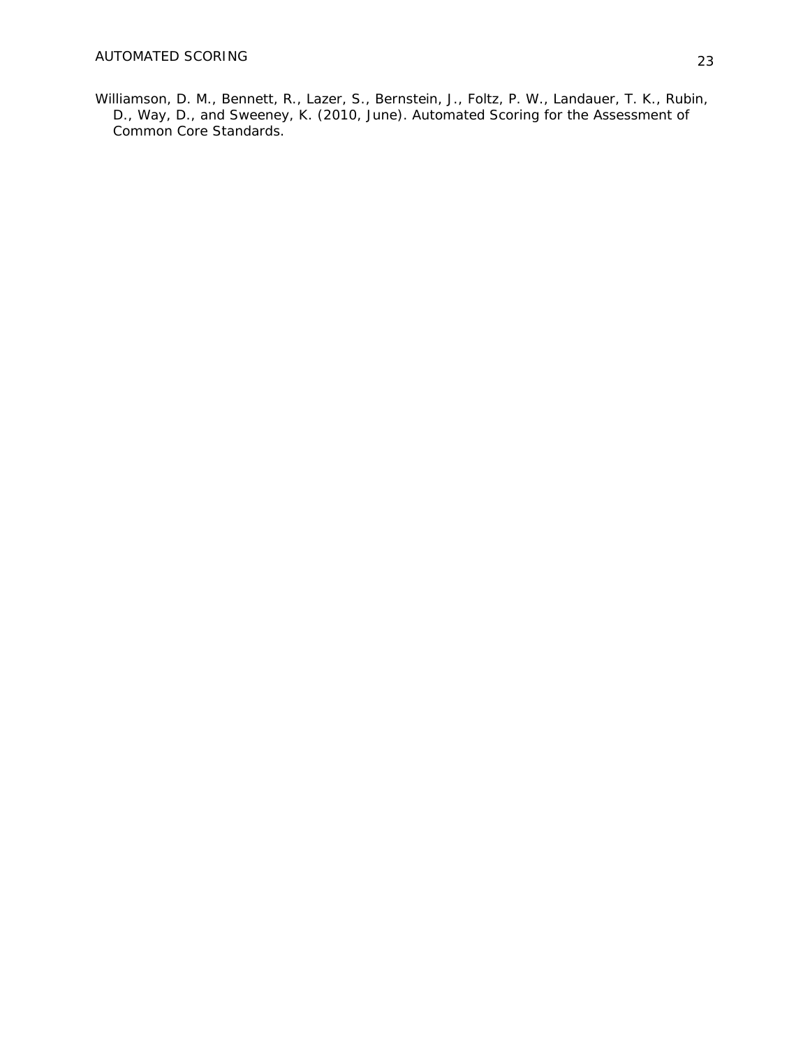Williamson, D. M., Bennett, R., Lazer, S., Bernstein, J., Foltz, P. W., Landauer, T. K., Rubin, D., Way, D., and Sweeney, K. (2010, June). Automated Scoring for the Assessment of Common Core Standards.